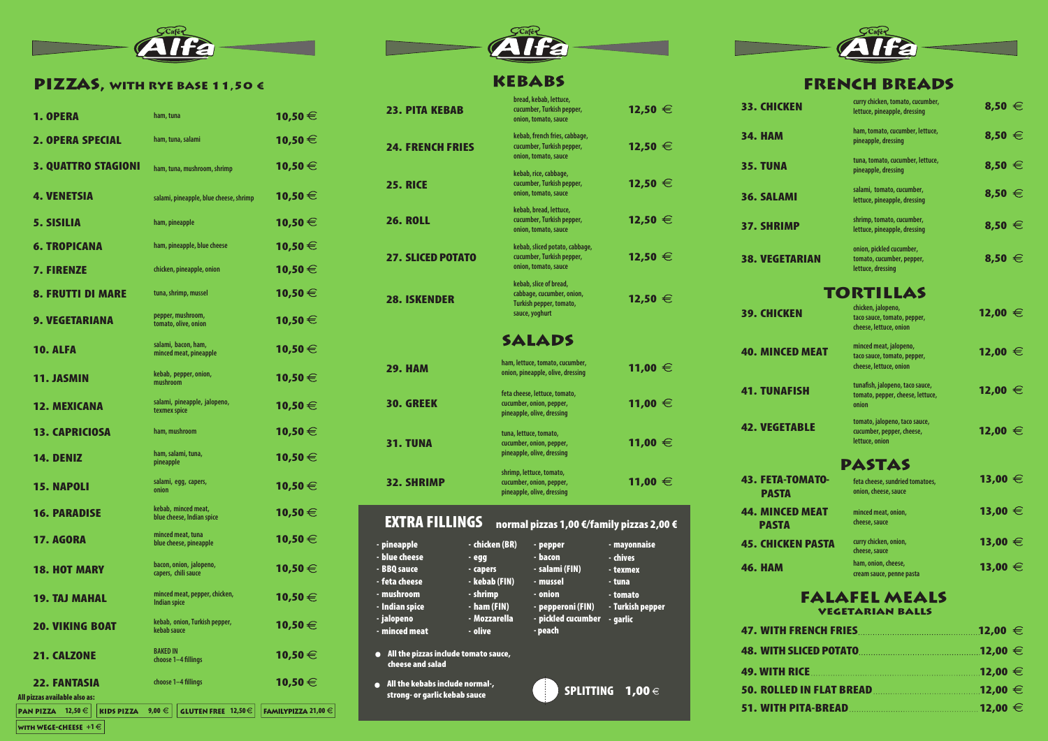Café Alfa

# PIZZAS, WITH RYE BASE 11,50 €

| Pizza | Toppings | Price |
|---|---|---|
| 1. OPERA | ham, tuna | 10,50 € |
| 2. OPERA SPECIAL | ham, tuna, salami | 10,50 € |
| 3. QUATTRO STAGIONI | ham, tuna, mushroom, shrimp | 10,50 € |
| 4. VENETSIA | salami, pineapple, blue cheese, shrimp | 10,50 € |
| 5. SISILIA | ham, pineapple | 10,50 € |
| 6. TROPICANA | ham, pineapple, blue cheese | 10,50 € |
| 7. FIRENZE | chicken, pineapple, onion | 10,50 € |
| 8. FRUTTI DI MARE | tuna, shrimp, mussel | 10,50 € |
| 9. VEGETARIANA | pepper, mushroom, tomato, olive, onion | 10,50 € |
| 10. ALFA | salami, bacon, ham, minced meat, pineapple | 10,50 € |
| 11. JASMIN | kebab, pepper, onion, mushroom | 10,50 € |
| 12. MEXICANA | salami, pineapple, jalopeno, texmex spice | 10,50 € |
| 13. CAPRICIOSA | ham, mushroom | 10,50 € |
| 14. DENIZ | ham, salami, tuna, pineapple | 10,50 € |
| 15. NAPOLI | salami, egg, capers, onion | 10,50 € |
| 16. PARADISE | kebab, minced meat, blue cheese, Indian spice | 10,50 € |
| 17. AGORA | minced meat, tuna blue cheese, pineapple | 10,50 € |
| 18. HOT MARY | bacon, onion, jalopeno, capers, chili sauce | 10,50 € |
| 19. TAJ MAHAL | minced meat, pepper, chicken, Indian spice | 10,50 € |
| 20. VIKING BOAT | kebab, onion, Turkish pepper, kebab sauce | 10,50 € |
| 21. CALZONE | BAKED IN choose 1–4 fillings | 10,50 € |
| 22. FANTASIA | choose 1–4 fillings | 10,50 € |

All pizzas available also as:

PAN PIZZA 12,50 € | KIDS PIZZA 9,00 € | GLUTEN FREE 12,50 € | FAMILYPIZZA 21,00 €

WITH WEGE-CHEESE +1 €

# KEBABS

| Kebab | Contents | Price |
|---|---|---|
| 23. PITA KEBAB | bread, kebab, lettuce, cucumber, Turkish pepper, onion, tomato, sauce | 12,50 € |
| 24. FRENCH FRIES | kebab, french fries, cabbage, cucumber, Turkish pepper, onion, tomato, sauce | 12,50 € |
| 25. RICE | kebab, rice, cabbage, cucumber, Turkish pepper, onion, tomato, sauce | 12,50 € |
| 26. ROLL | kebab, bread, lettuce, cucumber, Turkish pepper, onion, tomato, sauce | 12,50 € |
| 27. SLICED POTATO | kebab, sliced potato, cabbage, cucumber, Turkish pepper, onion, tomato, sauce | 12,50 € |
| 28. ISKENDER | kebab, slice of bread, cabbage, cucumber, onion, Turkish pepper, tomato, sauce, yoghurt | 12,50 € |

# SALADS

| Salad | Contents | Price |
|---|---|---|
| 29. HAM | ham, lettuce, tomato, cucumber, onion, pineapple, olive, dressing | 11,00 € |
| 30. GREEK | feta cheese, lettuce, tomato, cucumber, onion, pepper, pineapple, olive, dressing | 11,00 € |
| 31. TUNA | tuna, lettuce, tomato, cucumber, onion, pepper, pineapple, olive, dressing | 11,00 € |
| 32. SHRIMP | shrimp, lettuce, tomato, cucumber, onion, pepper, pineapple, olive, dressing | 11,00 € |

## EXTRA FILLINGS normal pizzas 1,00 €/family pizzas 2,00 €

- pineapple
- blue cheese
- BBQ sauce
- feta cheese
- mushroom
- Indian spice
- jalopeno
- minced meat
- chicken (BR)
- egg
- capers
- kebab (FIN)
- shrimp
- ham (FIN)
- Mozzarella
- olive
- pepper
- bacon
- salami (FIN)
- mussel
- onion
- pepperoni (FIN)
- pickled cucumber
- peach
- mayonnaise
- chives
- texmex
- tuna
- tomato
- Turkish pepper
- garlic

- All the pizzas include tomato sauce, cheese and salad
- All the kebabs include normal-, strong- or garlic kebab sauce

SPLITTING 1,00 €

# FRENCH BREADS

| French bread | Contents | Price |
|---|---|---|
| 33. CHICKEN | curry chicken, tomato, cucumber, lettuce, pineapple, dressing | 8,50 € |
| 34. HAM | ham, tomato, cucumber, lettuce, pineapple, dressing | 8,50 € |
| 35. TUNA | tuna, tomato, cucumber, lettuce, pineapple, dressing | 8,50 € |
| 36. SALAMI | salami, tomato, cucumber, lettuce, pineapple, dressing | 8,50 € |
| 37. SHRIMP | shrimp, tomato, cucumber, lettuce, pineapple, dressing | 8,50 € |
| 38. VEGETARIAN | onion, pickled cucumber, tomato, cucumber, pepper, lettuce, dressing | 8,50 € |

# TORTILLAS

| Tortilla | Contents | Price |
|---|---|---|
| 39. CHICKEN | chicken, jalopeno, taco sauce, tomato, pepper, cheese, lettuce, onion | 12,00 € |
| 40. MINCED MEAT | minced meat, jalopeno, taco sauce, tomato, pepper, cheese, lettuce, onion | 12,00 € |
| 41. TUNAFISH | tunafish, jalopeno, taco sauce, tomato, pepper, cheese, lettuce, onion | 12,00 € |
| 42. VEGETABLE | tomato, jalopeno, taco sauce, cucumber, pepper, cheese, lettuce, onion | 12,00 € |

# PASTAS

| Pasta | Contents | Price |
|---|---|---|
| 43. FETA-TOMATO-PASTA | feta cheese, sundried tomatoes, onion, cheese, sauce | 13,00 € |
| 44. MINCED MEAT PASTA | minced meat, onion, cheese, sauce | 13,00 € |
| 45. CHICKEN PASTA | curry chicken, onion, cheese, sauce | 13,00 € |
| 46. HAM | ham, onion, cheese, cream sauce, penne pasta | 13,00 € |

# FALAFEL MEALS

## VEGETARIAN BALLS

| Falafel meal | Price |
|---|---|
| 47. WITH FRENCH FRIES | 12,00 € |
| 48. WITH SLICED POTATO | 12,00 € |
| 49. WITH RICE | 12,00 € |
| 50. ROLLED IN FLAT BREAD | 12,00 € |
| 51. WITH PITA-BREAD | 12,00 € |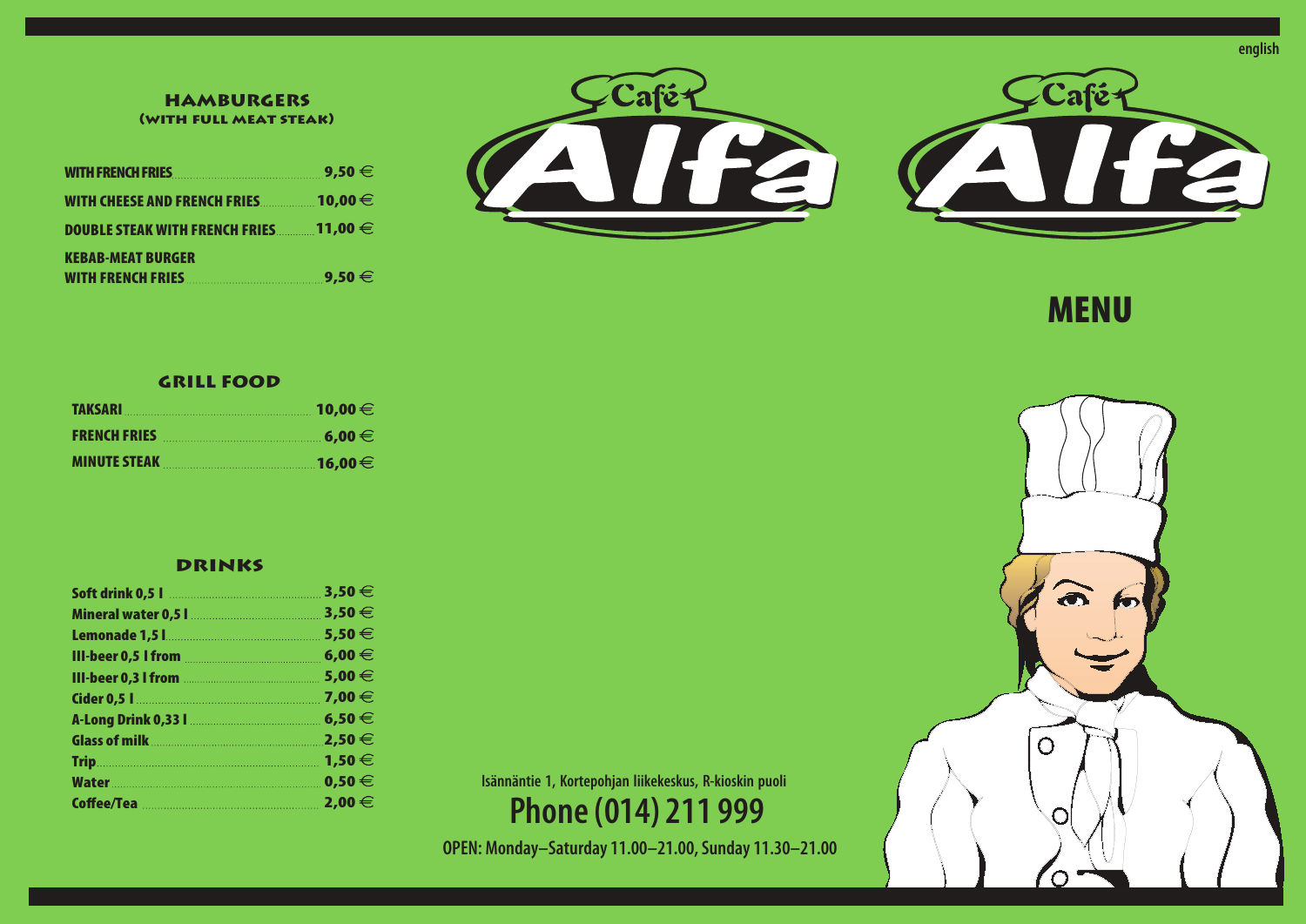english

## HAMBURGERS
### (WITH FULL MEAT STEAK)

| | |
|---|---|
| WITH FRENCH FRIES | 9,50 € |
| WITH CHEESE AND FRENCH FRIES | 10,00 € |
| DOUBLE STEAK WITH FRENCH FRIES | 11,00 € |
| KEBAB-MEAT BURGER WITH FRENCH FRIES | 9,50 € |

## GRILL FOOD

| | |
|---|---|
| TAKSARI | 10,00 € |
| FRENCH FRIES | 6,00 € |
| MINUTE STEAK | 16,00 € |

## DRINKS

| | |
|---|---|
| Soft drink 0,5 l | 3,50 € |
| Mineral water 0,5 l | 3,50 € |
| Lemonade 1,5 l | 5,50 € |
| III-beer 0,5 l from | 6,00 € |
| III-beer 0,3 l from | 5,00 € |
| Cider 0,5 l | 7,00 € |
| A-Long Drink 0,33 l | 6,50 € |
| Glass of milk | 2,50 € |
| Trip | 1,50 € |
| Water | 0,50 € |
| Coffee/Tea | 2,00 € |

Café Alfa

Café Alfa

# MENU

Isännäntie 1, Kortepohjan liikekeskus, R-kioskin puoli

**Phone (014) 211 999**

OPEN: Monday–Saturday 11.00–21.00, Sunday 11.30–21.00